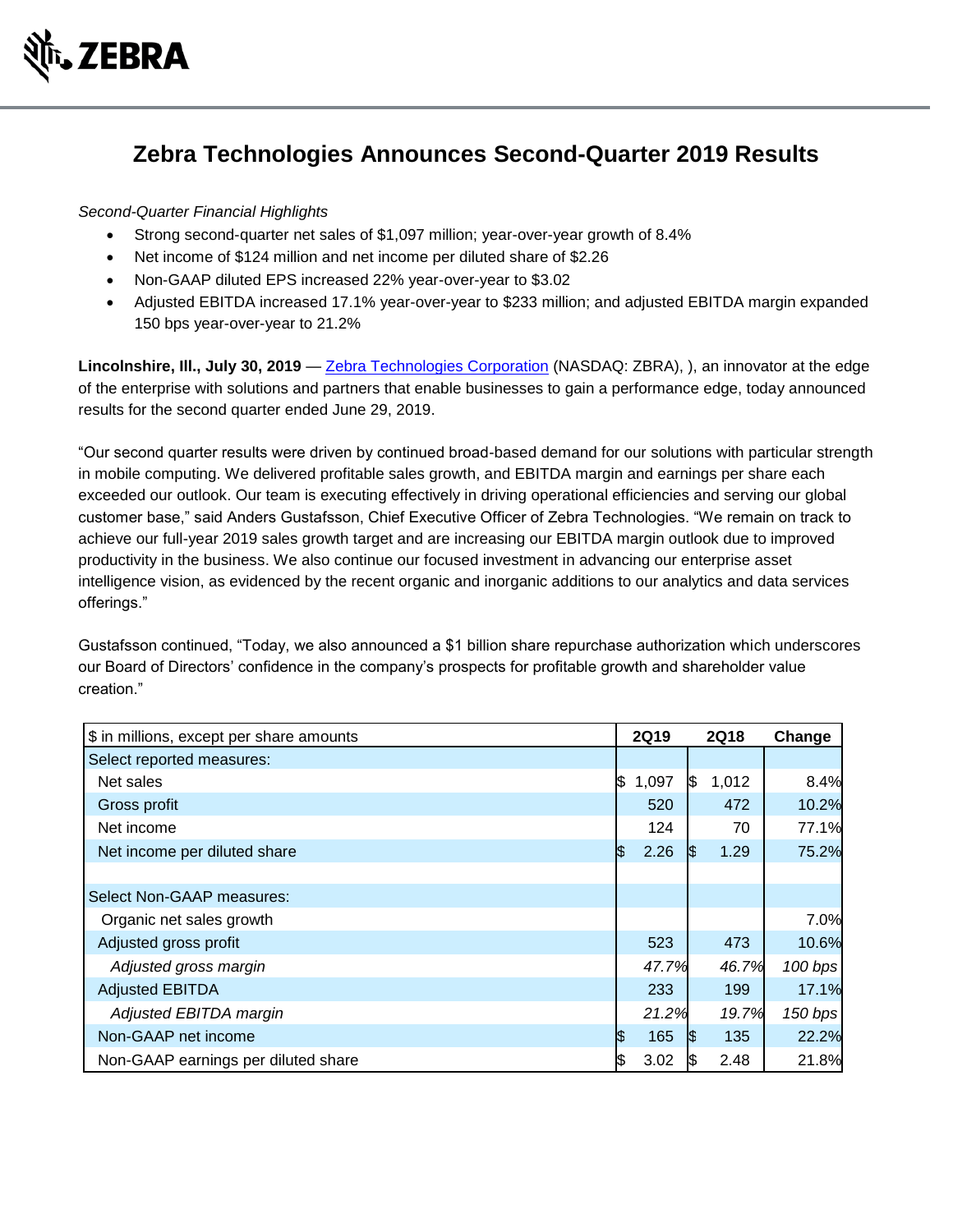ZEBRA

# Zebra Technologies Announces Second-Quarter 2019 Results

*Second-Quarter Financial Highlights*

- Strong second-quarter net sales of $1,097 million; year-over-year growth of 8.4%
- Net income of $124 million and net income per diluted share of $2.26
- Non-GAAP diluted EPS increased 22% year-over-year to $3.02
- Adjusted EBITDA increased 17.1% year-over-year to $233 million; and adjusted EBITDA margin expanded 150 bps year-over-year to 21.2%

**Lincolnshire, Ill., July 30, 2019** — Zebra Technologies Corporation (NASDAQ: ZBRA), ), an innovator at the edge of the enterprise with solutions and partners that enable businesses to gain a performance edge, today announced results for the second quarter ended June 29, 2019.

"Our second quarter results were driven by continued broad-based demand for our solutions with particular strength in mobile computing. We delivered profitable sales growth, and EBITDA margin and earnings per share each exceeded our outlook. Our team is executing effectively in driving operational efficiencies and serving our global customer base," said Anders Gustafsson, Chief Executive Officer of Zebra Technologies. "We remain on track to achieve our full-year 2019 sales growth target and are increasing our EBITDA margin outlook due to improved productivity in the business. We also continue our focused investment in advancing our enterprise asset intelligence vision, as evidenced by the recent organic and inorganic additions to our analytics and data services offerings."

Gustafsson continued, "Today, we also announced a $1 billion share repurchase authorization which underscores our Board of Directors' confidence in the company's prospects for profitable growth and shareholder value creation."

| $ in millions, except per share amounts | 2Q19 | 2Q18 | Change |
|---|---|---|---|
| Select reported measures: | | | |
| Net sales | $ 1,097 | $ 1,012 | 8.4% |
| Gross profit | 520 | 472 | 10.2% |
| Net income | 124 | 70 | 77.1% |
| Net income per diluted share | $ 2.26 | $ 1.29 | 75.2% |
| | | | |
| Select Non-GAAP measures: | | | |
| Organic net sales growth | | | 7.0% |
| Adjusted gross profit | 523 | 473 | 10.6% |
| *Adjusted gross margin* | *47.7%* | *46.7%* | *100 bps* |
| Adjusted EBITDA | 233 | 199 | 17.1% |
| *Adjusted EBITDA margin* | *21.2%* | *19.7%* | *150 bps* |
| Non-GAAP net income | $ 165 | $ 135 | 22.2% |
| Non-GAAP earnings per diluted share | $ 3.02 | $ 2.48 | 21.8% |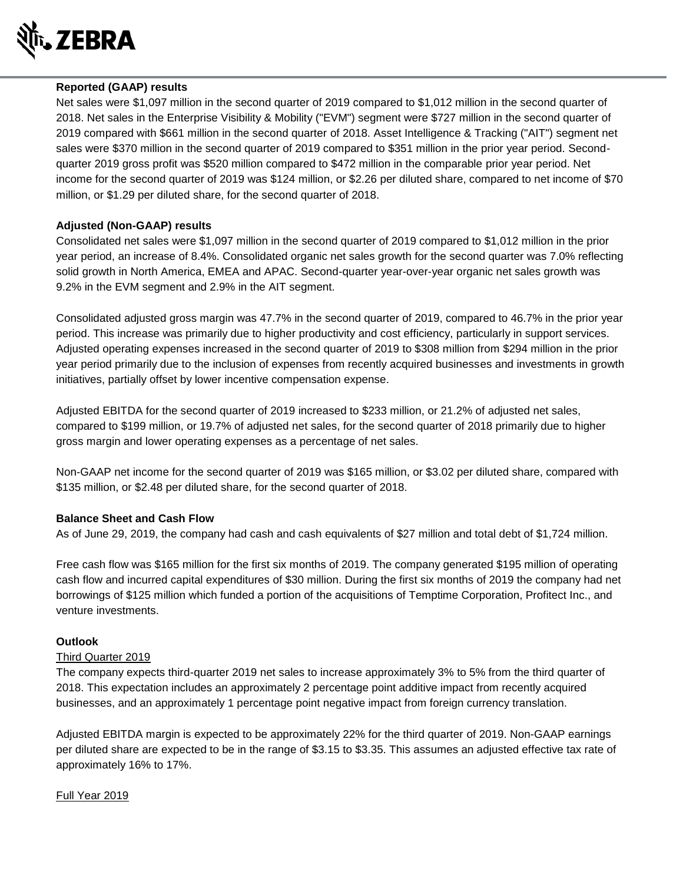**Reported (GAAP) results**

Net sales were $1,097 million in the second quarter of 2019 compared to $1,012 million in the second quarter of 2018. Net sales in the Enterprise Visibility & Mobility ("EVM") segment were $727 million in the second quarter of 2019 compared with $661 million in the second quarter of 2018. Asset Intelligence & Tracking ("AIT") segment net sales were $370 million in the second quarter of 2019 compared to $351 million in the prior year period. Second-quarter 2019 gross profit was $520 million compared to $472 million in the comparable prior year period. Net income for the second quarter of 2019 was $124 million, or $2.26 per diluted share, compared to net income of $70 million, or $1.29 per diluted share, for the second quarter of 2018.

**Adjusted (Non-GAAP) results**

Consolidated net sales were $1,097 million in the second quarter of 2019 compared to $1,012 million in the prior year period, an increase of 8.4%. Consolidated organic net sales growth for the second quarter was 7.0% reflecting solid growth in North America, EMEA and APAC. Second-quarter year-over-year organic net sales growth was 9.2% in the EVM segment and 2.9% in the AIT segment.

Consolidated adjusted gross margin was 47.7% in the second quarter of 2019, compared to 46.7% in the prior year period. This increase was primarily due to higher productivity and cost efficiency, particularly in support services. Adjusted operating expenses increased in the second quarter of 2019 to $308 million from $294 million in the prior year period primarily due to the inclusion of expenses from recently acquired businesses and investments in growth initiatives, partially offset by lower incentive compensation expense.

Adjusted EBITDA for the second quarter of 2019 increased to $233 million, or 21.2% of adjusted net sales, compared to $199 million, or 19.7% of adjusted net sales, for the second quarter of 2018 primarily due to higher gross margin and lower operating expenses as a percentage of net sales.

Non-GAAP net income for the second quarter of 2019 was $165 million, or $3.02 per diluted share, compared with $135 million, or $2.48 per diluted share, for the second quarter of 2018.

**Balance Sheet and Cash Flow**

As of June 29, 2019, the company had cash and cash equivalents of $27 million and total debt of $1,724 million.

Free cash flow was $165 million for the first six months of 2019. The company generated $195 million of operating cash flow and incurred capital expenditures of $30 million. During the first six months of 2019 the company had net borrowings of $125 million which funded a portion of the acquisitions of Temptime Corporation, Profitect Inc., and venture investments.

**Outlook**

Third Quarter 2019

The company expects third-quarter 2019 net sales to increase approximately 3% to 5% from the third quarter of 2018. This expectation includes an approximately 2 percentage point additive impact from recently acquired businesses, and an approximately 1 percentage point negative impact from foreign currency translation.

Adjusted EBITDA margin is expected to be approximately 22% for the third quarter of 2019. Non-GAAP earnings per diluted share are expected to be in the range of $3.15 to $3.35. This assumes an adjusted effective tax rate of approximately 16% to 17%.

Full Year 2019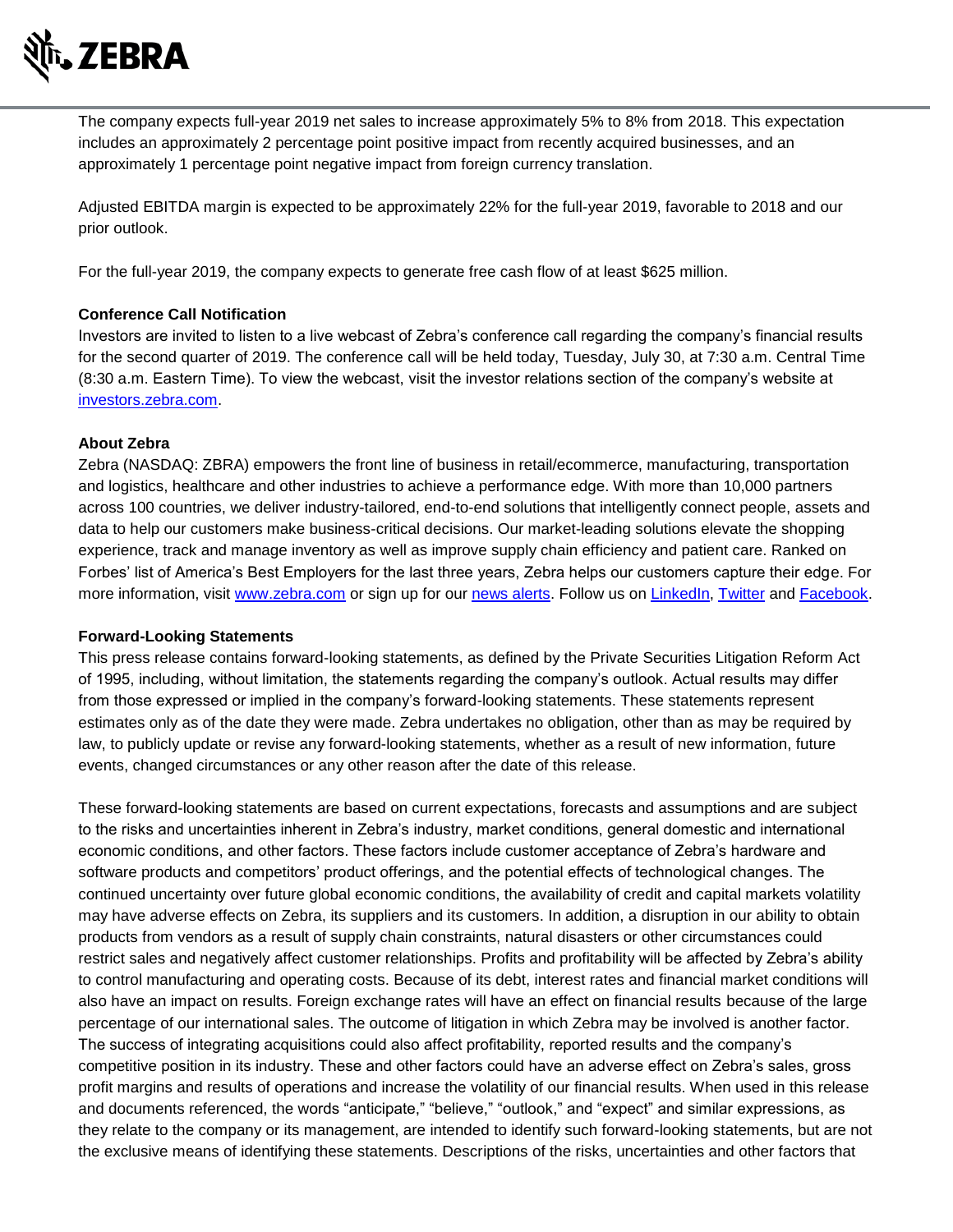The company expects full-year 2019 net sales to increase approximately 5% to 8% from 2018. This expectation includes an approximately 2 percentage point positive impact from recently acquired businesses, and an approximately 1 percentage point negative impact from foreign currency translation.

Adjusted EBITDA margin is expected to be approximately 22% for the full-year 2019, favorable to 2018 and our prior outlook.

For the full-year 2019, the company expects to generate free cash flow of at least $625 million.

**Conference Call Notification**

Investors are invited to listen to a live webcast of Zebra's conference call regarding the company's financial results for the second quarter of 2019. The conference call will be held today, Tuesday, July 30, at 7:30 a.m. Central Time (8:30 a.m. Eastern Time). To view the webcast, visit the investor relations section of the company's website at investors.zebra.com.

**About Zebra**

Zebra (NASDAQ: ZBRA) empowers the front line of business in retail/ecommerce, manufacturing, transportation and logistics, healthcare and other industries to achieve a performance edge. With more than 10,000 partners across 100 countries, we deliver industry-tailored, end-to-end solutions that intelligently connect people, assets and data to help our customers make business-critical decisions. Our market-leading solutions elevate the shopping experience, track and manage inventory as well as improve supply chain efficiency and patient care. Ranked on Forbes' list of America's Best Employers for the last three years, Zebra helps our customers capture their edge. For more information, visit www.zebra.com or sign up for our news alerts. Follow us on LinkedIn, Twitter and Facebook.

**Forward-Looking Statements**

This press release contains forward-looking statements, as defined by the Private Securities Litigation Reform Act of 1995, including, without limitation, the statements regarding the company's outlook. Actual results may differ from those expressed or implied in the company's forward-looking statements. These statements represent estimates only as of the date they were made. Zebra undertakes no obligation, other than as may be required by law, to publicly update or revise any forward-looking statements, whether as a result of new information, future events, changed circumstances or any other reason after the date of this release.

These forward-looking statements are based on current expectations, forecasts and assumptions and are subject to the risks and uncertainties inherent in Zebra's industry, market conditions, general domestic and international economic conditions, and other factors. These factors include customer acceptance of Zebra's hardware and software products and competitors' product offerings, and the potential effects of technological changes. The continued uncertainty over future global economic conditions, the availability of credit and capital markets volatility may have adverse effects on Zebra, its suppliers and its customers. In addition, a disruption in our ability to obtain products from vendors as a result of supply chain constraints, natural disasters or other circumstances could restrict sales and negatively affect customer relationships. Profits and profitability will be affected by Zebra's ability to control manufacturing and operating costs. Because of its debt, interest rates and financial market conditions will also have an impact on results. Foreign exchange rates will have an effect on financial results because of the large percentage of our international sales. The outcome of litigation in which Zebra may be involved is another factor. The success of integrating acquisitions could also affect profitability, reported results and the company's competitive position in its industry. These and other factors could have an adverse effect on Zebra's sales, gross profit margins and results of operations and increase the volatility of our financial results. When used in this release and documents referenced, the words "anticipate," "believe," "outlook," and "expect" and similar expressions, as they relate to the company or its management, are intended to identify such forward-looking statements, but are not the exclusive means of identifying these statements. Descriptions of the risks, uncertainties and other factors that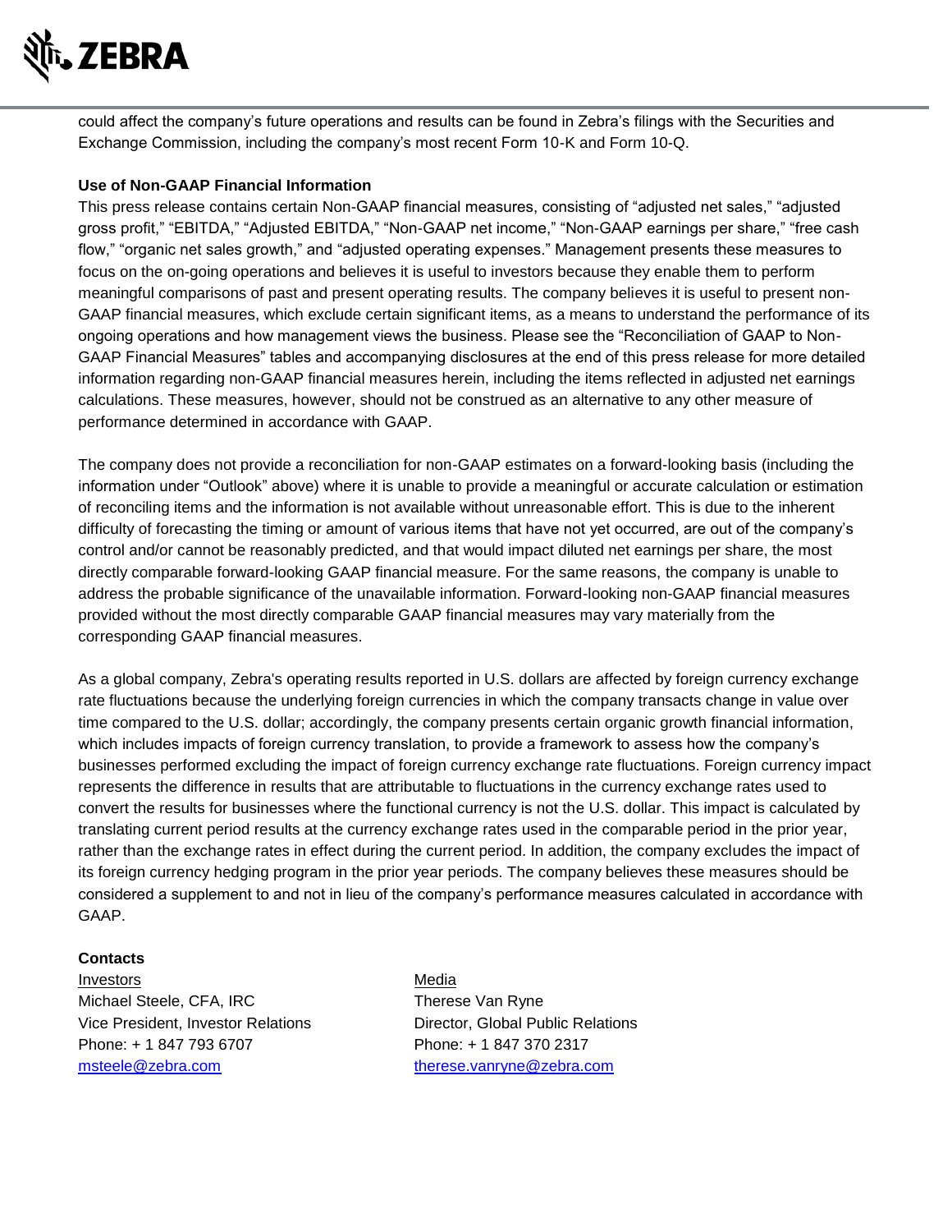could affect the company's future operations and results can be found in Zebra's filings with the Securities and Exchange Commission, including the company's most recent Form 10-K and Form 10-Q.

**Use of Non-GAAP Financial Information**

This press release contains certain Non-GAAP financial measures, consisting of "adjusted net sales," "adjusted gross profit," "EBITDA," "Adjusted EBITDA," "Non-GAAP net income," "Non-GAAP earnings per share," "free cash flow," "organic net sales growth," and "adjusted operating expenses." Management presents these measures to focus on the on-going operations and believes it is useful to investors because they enable them to perform meaningful comparisons of past and present operating results. The company believes it is useful to present non-GAAP financial measures, which exclude certain significant items, as a means to understand the performance of its ongoing operations and how management views the business. Please see the "Reconciliation of GAAP to Non-GAAP Financial Measures" tables and accompanying disclosures at the end of this press release for more detailed information regarding non-GAAP financial measures herein, including the items reflected in adjusted net earnings calculations. These measures, however, should not be construed as an alternative to any other measure of performance determined in accordance with GAAP.

The company does not provide a reconciliation for non-GAAP estimates on a forward-looking basis (including the information under "Outlook" above) where it is unable to provide a meaningful or accurate calculation or estimation of reconciling items and the information is not available without unreasonable effort. This is due to the inherent difficulty of forecasting the timing or amount of various items that have not yet occurred, are out of the company's control and/or cannot be reasonably predicted, and that would impact diluted net earnings per share, the most directly comparable forward-looking GAAP financial measure. For the same reasons, the company is unable to address the probable significance of the unavailable information. Forward-looking non-GAAP financial measures provided without the most directly comparable GAAP financial measures may vary materially from the corresponding GAAP financial measures.

As a global company, Zebra's operating results reported in U.S. dollars are affected by foreign currency exchange rate fluctuations because the underlying foreign currencies in which the company transacts change in value over time compared to the U.S. dollar; accordingly, the company presents certain organic growth financial information, which includes impacts of foreign currency translation, to provide a framework to assess how the company's businesses performed excluding the impact of foreign currency exchange rate fluctuations. Foreign currency impact represents the difference in results that are attributable to fluctuations in the currency exchange rates used to convert the results for businesses where the functional currency is not the U.S. dollar. This impact is calculated by translating current period results at the currency exchange rates used in the comparable period in the prior year, rather than the exchange rates in effect during the current period. In addition, the company excludes the impact of its foreign currency hedging program in the prior year periods. The company believes these measures should be considered a supplement to and not in lieu of the company's performance measures calculated in accordance with GAAP.

**Contacts**

Investors
Michael Steele, CFA, IRC
Vice President, Investor Relations
Phone: + 1 847 793 6707
msteele@zebra.com

Media
Therese Van Ryne
Director, Global Public Relations
Phone: + 1 847 370 2317
therese.vanryne@zebra.com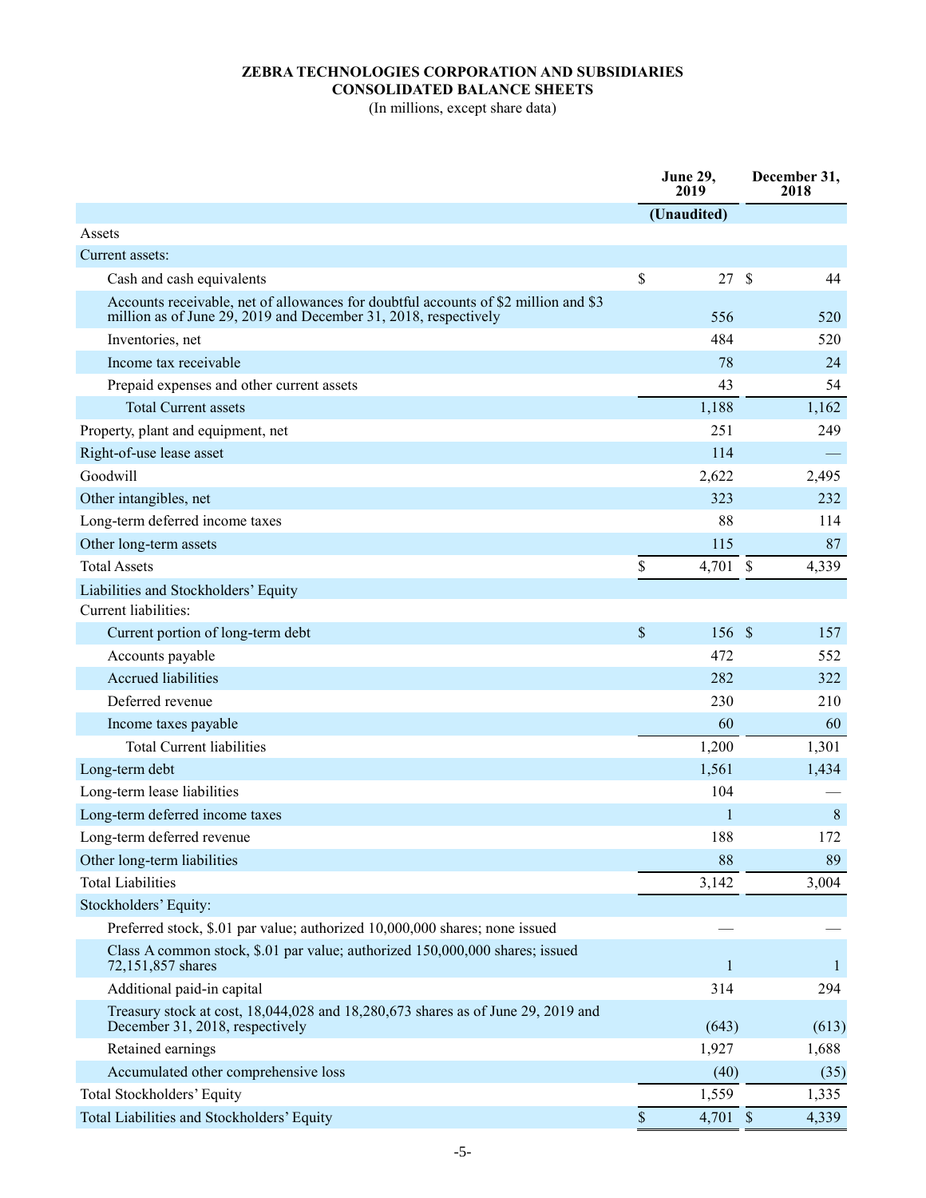**ZEBRA TECHNOLOGIES CORPORATION AND SUBSIDIARIES**
**CONSOLIDATED BALANCE SHEETS**
(In millions, except share data)

| | June 29, 2019 | December 31, 2018 |
|---|---|---|
| | (Unaudited) | |
| Assets | | |
| Current assets: | | |
| Cash and cash equivalents | $ 27 | $ 44 |
| Accounts receivable, net of allowances for doubtful accounts of $2 million and $3 million as of June 29, 2019 and December 31, 2018, respectively | 556 | 520 |
| Inventories, net | 484 | 520 |
| Income tax receivable | 78 | 24 |
| Prepaid expenses and other current assets | 43 | 54 |
| Total Current assets | 1,188 | 1,162 |
| Property, plant and equipment, net | 251 | 249 |
| Right-of-use lease asset | 114 | — |
| Goodwill | 2,622 | 2,495 |
| Other intangibles, net | 323 | 232 |
| Long-term deferred income taxes | 88 | 114 |
| Other long-term assets | 115 | 87 |
| Total Assets | $ 4,701 | $ 4,339 |
| Liabilities and Stockholders' Equity | | |
| Current liabilities: | | |
| Current portion of long-term debt | $ 156 | $ 157 |
| Accounts payable | 472 | 552 |
| Accrued liabilities | 282 | 322 |
| Deferred revenue | 230 | 210 |
| Income taxes payable | 60 | 60 |
| Total Current liabilities | 1,200 | 1,301 |
| Long-term debt | 1,561 | 1,434 |
| Long-term lease liabilities | 104 | — |
| Long-term deferred income taxes | 1 | 8 |
| Long-term deferred revenue | 188 | 172 |
| Other long-term liabilities | 88 | 89 |
| Total Liabilities | 3,142 | 3,004 |
| Stockholders' Equity: | | |
| Preferred stock, $.01 par value; authorized 10,000,000 shares; none issued | — | — |
| Class A common stock, $.01 par value; authorized 150,000,000 shares; issued 72,151,857 shares | 1 | 1 |
| Additional paid-in capital | 314 | 294 |
| Treasury stock at cost, 18,044,028 and 18,280,673 shares as of June 29, 2019 and December 31, 2018, respectively | (643) | (613) |
| Retained earnings | 1,927 | 1,688 |
| Accumulated other comprehensive loss | (40) | (35) |
| Total Stockholders' Equity | 1,559 | 1,335 |
| Total Liabilities and Stockholders' Equity | $ 4,701 | $ 4,339 |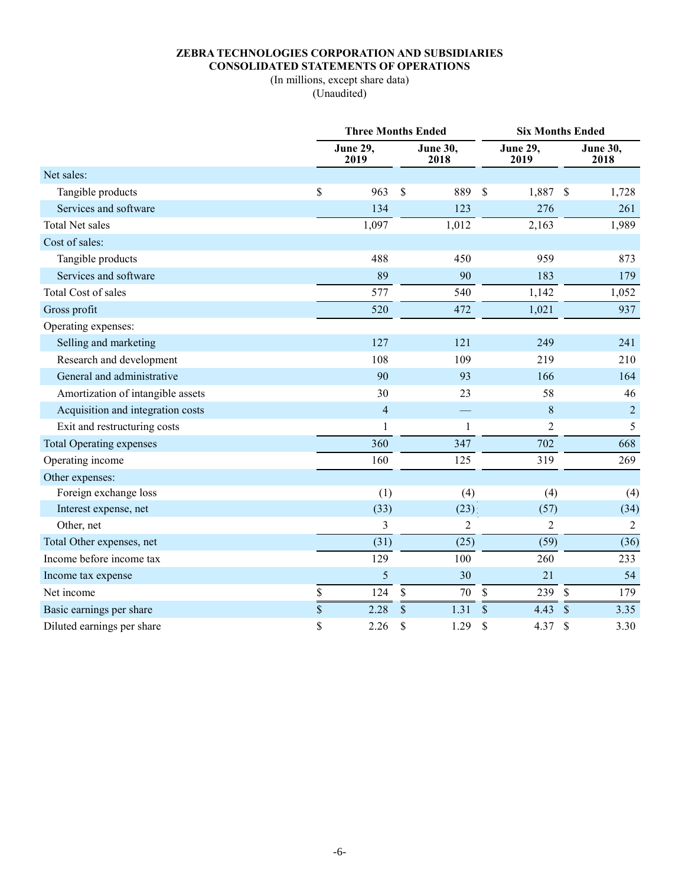**ZEBRA TECHNOLOGIES CORPORATION AND SUBSIDIARIES**
**CONSOLIDATED STATEMENTS OF OPERATIONS**
(In millions, except share data)
(Unaudited)

| | Three Months Ended | | Six Months Ended | |
|---|---|---|---|---|
| | **June 29, 2019** | **June 30, 2018** | **June 29, 2019** | **June 30, 2018** |
| Net sales: | | | | |
| Tangible products | $ 963 | $ 889 | $ 1,887 | $ 1,728 |
| Services and software | 134 | 123 | 276 | 261 |
| Total Net sales | 1,097 | 1,012 | 2,163 | 1,989 |
| Cost of sales: | | | | |
| Tangible products | 488 | 450 | 959 | 873 |
| Services and software | 89 | 90 | 183 | 179 |
| Total Cost of sales | 577 | 540 | 1,142 | 1,052 |
| Gross profit | 520 | 472 | 1,021 | 937 |
| Operating expenses: | | | | |
| Selling and marketing | 127 | 121 | 249 | 241 |
| Research and development | 108 | 109 | 219 | 210 |
| General and administrative | 90 | 93 | 166 | 164 |
| Amortization of intangible assets | 30 | 23 | 58 | 46 |
| Acquisition and integration costs | 4 | — | 8 | 2 |
| Exit and restructuring costs | 1 | 1 | 2 | 5 |
| Total Operating expenses | 360 | 347 | 702 | 668 |
| Operating income | 160 | 125 | 319 | 269 |
| Other expenses: | | | | |
| Foreign exchange loss | (1) | (4) | (4) | (4) |
| Interest expense, net | (33) | (23) | (57) | (34) |
| Other, net | 3 | 2 | 2 | 2 |
| Total Other expenses, net | (31) | (25) | (59) | (36) |
| Income before income tax | 129 | 100 | 260 | 233 |
| Income tax expense | 5 | 30 | 21 | 54 |
| Net income | $ 124 | $ 70 | $ 239 | $ 179 |
| Basic earnings per share | $ 2.28 | $ 1.31 | $ 4.43 | $ 3.35 |
| Diluted earnings per share | $ 2.26 | $ 1.29 | $ 4.37 | $ 3.30 |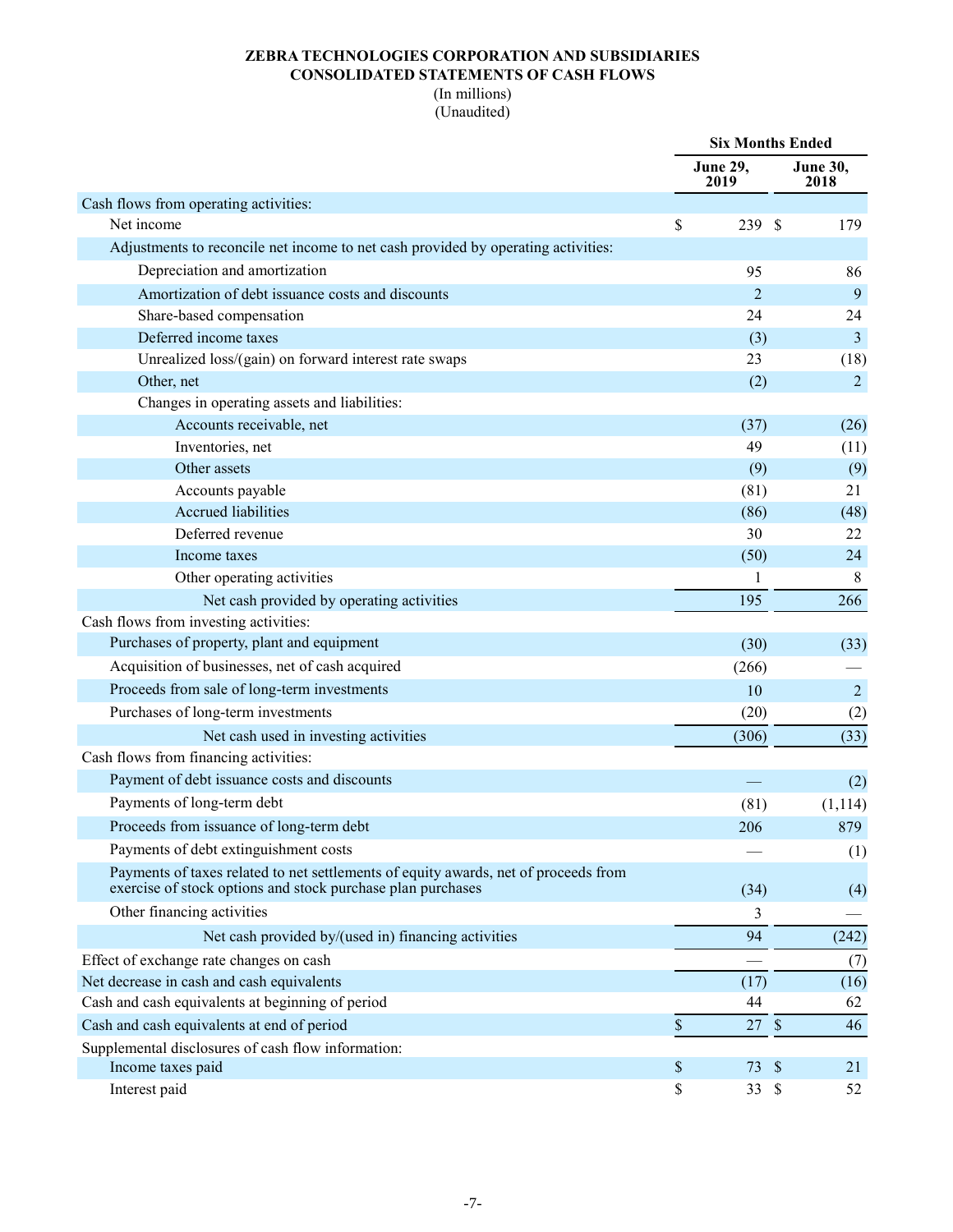# ZEBRA TECHNOLOGIES CORPORATION AND SUBSIDIARIES
## CONSOLIDATED STATEMENTS OF CASH FLOWS

(In millions)
(Unaudited)

| | Six Months Ended | |
|---|---|---|
| | June 29, 2019 | June 30, 2018 |
| Cash flows from operating activities: | | |
| Net income | $ 239 | $ 179 |
| Adjustments to reconcile net income to net cash provided by operating activities: | | |
| Depreciation and amortization | 95 | 86 |
| Amortization of debt issuance costs and discounts | 2 | 9 |
| Share-based compensation | 24 | 24 |
| Deferred income taxes | (3) | 3 |
| Unrealized loss/(gain) on forward interest rate swaps | 23 | (18) |
| Other, net | (2) | 2 |
| Changes in operating assets and liabilities: | | |
| Accounts receivable, net | (37) | (26) |
| Inventories, net | 49 | (11) |
| Other assets | (9) | (9) |
| Accounts payable | (81) | 21 |
| Accrued liabilities | (86) | (48) |
| Deferred revenue | 30 | 22 |
| Income taxes | (50) | 24 |
| Other operating activities | 1 | 8 |
| Net cash provided by operating activities | 195 | 266 |
| Cash flows from investing activities: | | |
| Purchases of property, plant and equipment | (30) | (33) |
| Acquisition of businesses, net of cash acquired | (266) | — |
| Proceeds from sale of long-term investments | 10 | 2 |
| Purchases of long-term investments | (20) | (2) |
| Net cash used in investing activities | (306) | (33) |
| Cash flows from financing activities: | | |
| Payment of debt issuance costs and discounts | — | (2) |
| Payments of long-term debt | (81) | (1,114) |
| Proceeds from issuance of long-term debt | 206 | 879 |
| Payments of debt extinguishment costs | — | (1) |
| Payments of taxes related to net settlements of equity awards, net of proceeds from exercise of stock options and stock purchase plan purchases | (34) | (4) |
| Other financing activities | 3 | — |
| Net cash provided by/(used in) financing activities | 94 | (242) |
| Effect of exchange rate changes on cash | — | (7) |
| Net decrease in cash and cash equivalents | (17) | (16) |
| Cash and cash equivalents at beginning of period | 44 | 62 |
| Cash and cash equivalents at end of period | $ 27 | $ 46 |
| Supplemental disclosures of cash flow information: | | |
| Income taxes paid | $ 73 | $ 21 |
| Interest paid | $ 33 | $ 52 |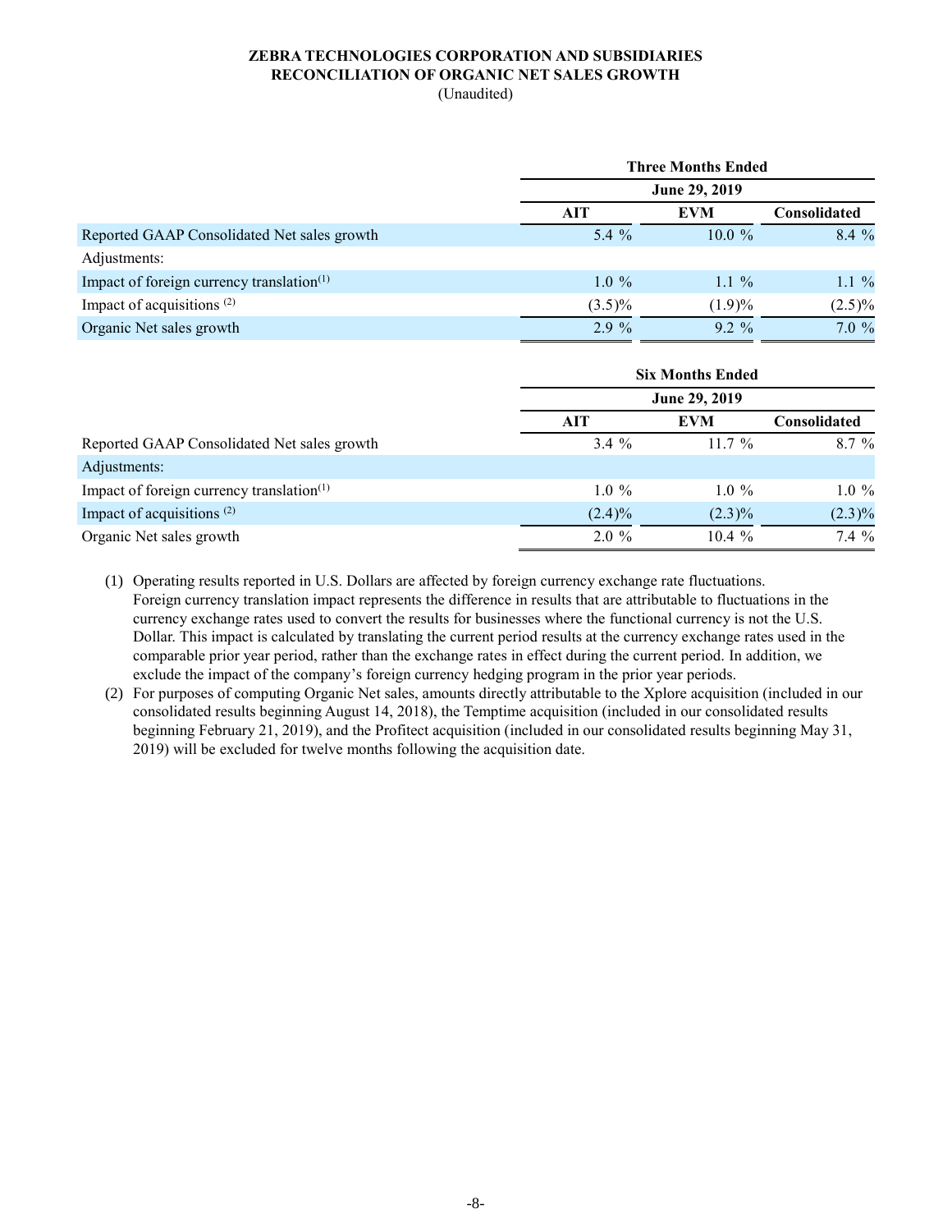**ZEBRA TECHNOLOGIES CORPORATION AND SUBSIDIARIES**
**RECONCILIATION OF ORGANIC NET SALES GROWTH**
(Unaudited)

| | Three Months Ended | | |
|---|---|---|---|
| | June 29, 2019 | | |
| | AIT | EVM | Consolidated |
| Reported GAAP Consolidated Net sales growth | 5.4 % | 10.0 % | 8.4 % |
| Adjustments: | | | |
| Impact of foreign currency translation[1] | 1.0 % | 1.1 % | 1.1 % |
| Impact of acquisitions [2] | (3.5)% | (1.9)% | (2.5)% |
| Organic Net sales growth | 2.9 % | 9.2 % | 7.0 % |

| | Six Months Ended | | |
|---|---|---|---|
| | June 29, 2019 | | |
| | AIT | EVM | Consolidated |
| Reported GAAP Consolidated Net sales growth | 3.4 % | 11.7 % | 8.7 % |
| Adjustments: | | | |
| Impact of foreign currency translation[1] | 1.0 % | 1.0 % | 1.0 % |
| Impact of acquisitions [2] | (2.4)% | (2.3)% | (2.3)% |
| Organic Net sales growth | 2.0 % | 10.4 % | 7.4 % |

(1) Operating results reported in U.S. Dollars are affected by foreign currency exchange rate fluctuations. Foreign currency translation impact represents the difference in results that are attributable to fluctuations in the currency exchange rates used to convert the results for businesses where the functional currency is not the U.S. Dollar. This impact is calculated by translating the current period results at the currency exchange rates used in the comparable prior year period, rather than the exchange rates in effect during the current period. In addition, we exclude the impact of the company's foreign currency hedging program in the prior year periods.

(2) For purposes of computing Organic Net sales, amounts directly attributable to the Xplore acquisition (included in our consolidated results beginning August 14, 2018), the Temptime acquisition (included in our consolidated results beginning February 21, 2019), and the Profitect acquisition (included in our consolidated results beginning May 31, 2019) will be excluded for twelve months following the acquisition date.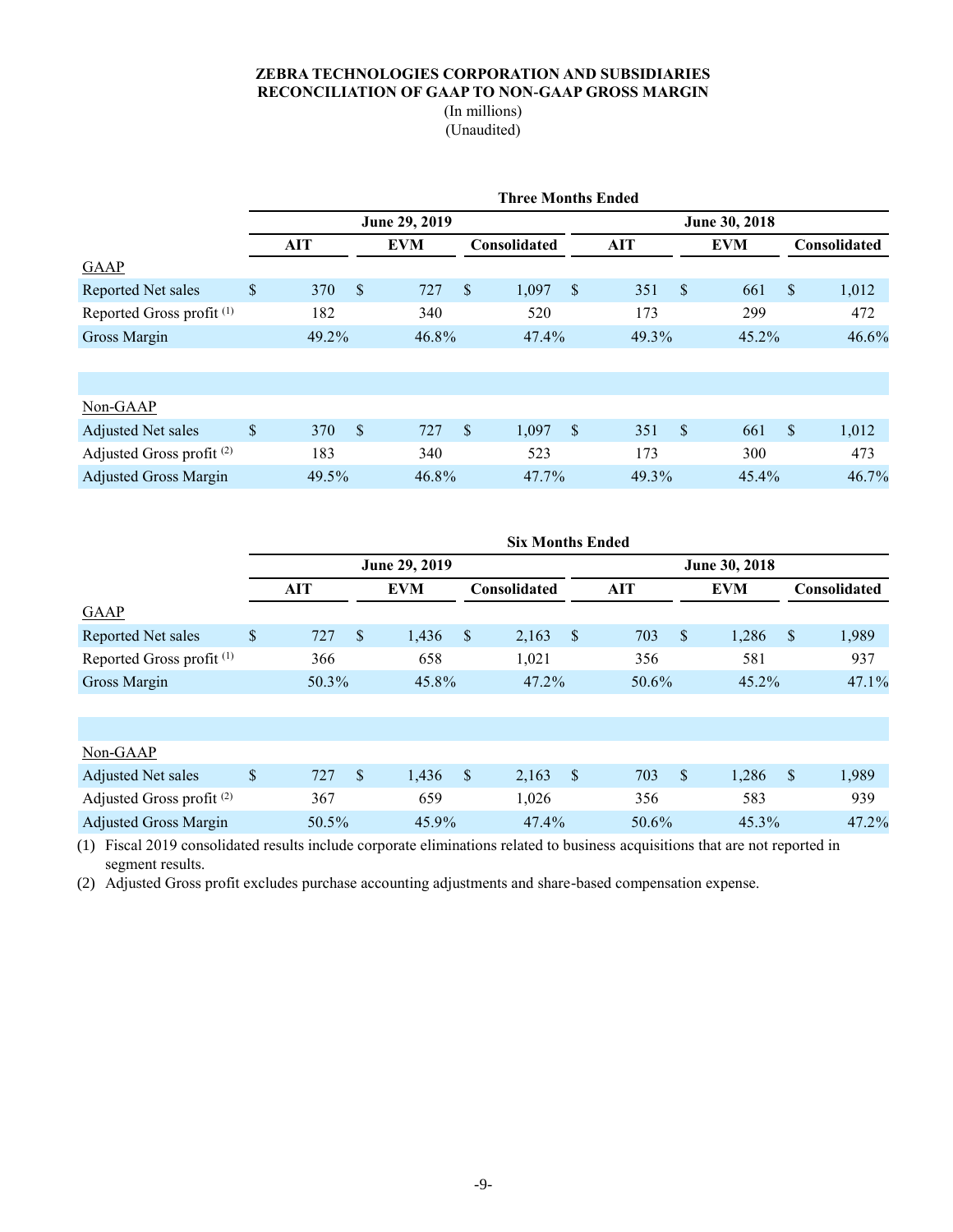**ZEBRA TECHNOLOGIES CORPORATION AND SUBSIDIARIES**
**RECONCILIATION OF GAAP TO NON-GAAP GROSS MARGIN**
(In millions)
(Unaudited)

| | Three Months Ended | | | | | |
|---|---|---|---|---|---|---|
| | June 29, 2019 | | | June 30, 2018 | | |
| | AIT | EVM | Consolidated | AIT | EVM | Consolidated |
| GAAP | | | | | | |
| Reported Net sales | $ 370 | $ 727 | $ 1,097 | $ 351 | $ 661 | $ 1,012 |
| Reported Gross profit (1) | 182 | 340 | 520 | 173 | 299 | 472 |
| Gross Margin | 49.2% | 46.8% | 47.4% | 49.3% | 45.2% | 46.6% |
| | | | | | | |
| Non-GAAP | | | | | | |
| Adjusted Net sales | $ 370 | $ 727 | $ 1,097 | $ 351 | $ 661 | $ 1,012 |
| Adjusted Gross profit (2) | 183 | 340 | 523 | 173 | 300 | 473 |
| Adjusted Gross Margin | 49.5% | 46.8% | 47.7% | 49.3% | 45.4% | 46.7% |

| | Six Months Ended | | | | | |
|---|---|---|---|---|---|---|
| | June 29, 2019 | | | June 30, 2018 | | |
| | AIT | EVM | Consolidated | AIT | EVM | Consolidated |
| GAAP | | | | | | |
| Reported Net sales | $ 727 | $ 1,436 | $ 2,163 | $ 703 | $ 1,286 | $ 1,989 |
| Reported Gross profit (1) | 366 | 658 | 1,021 | 356 | 581 | 937 |
| Gross Margin | 50.3% | 45.8% | 47.2% | 50.6% | 45.2% | 47.1% |
| | | | | | | |
| Non-GAAP | | | | | | |
| Adjusted Net sales | $ 727 | $ 1,436 | $ 2,163 | $ 703 | $ 1,286 | $ 1,989 |
| Adjusted Gross profit (2) | 367 | 659 | 1,026 | 356 | 583 | 939 |
| Adjusted Gross Margin | 50.5% | 45.9% | 47.4% | 50.6% | 45.3% | 47.2% |

(1) Fiscal 2019 consolidated results include corporate eliminations related to business acquisitions that are not reported in segment results.

(2) Adjusted Gross profit excludes purchase accounting adjustments and share-based compensation expense.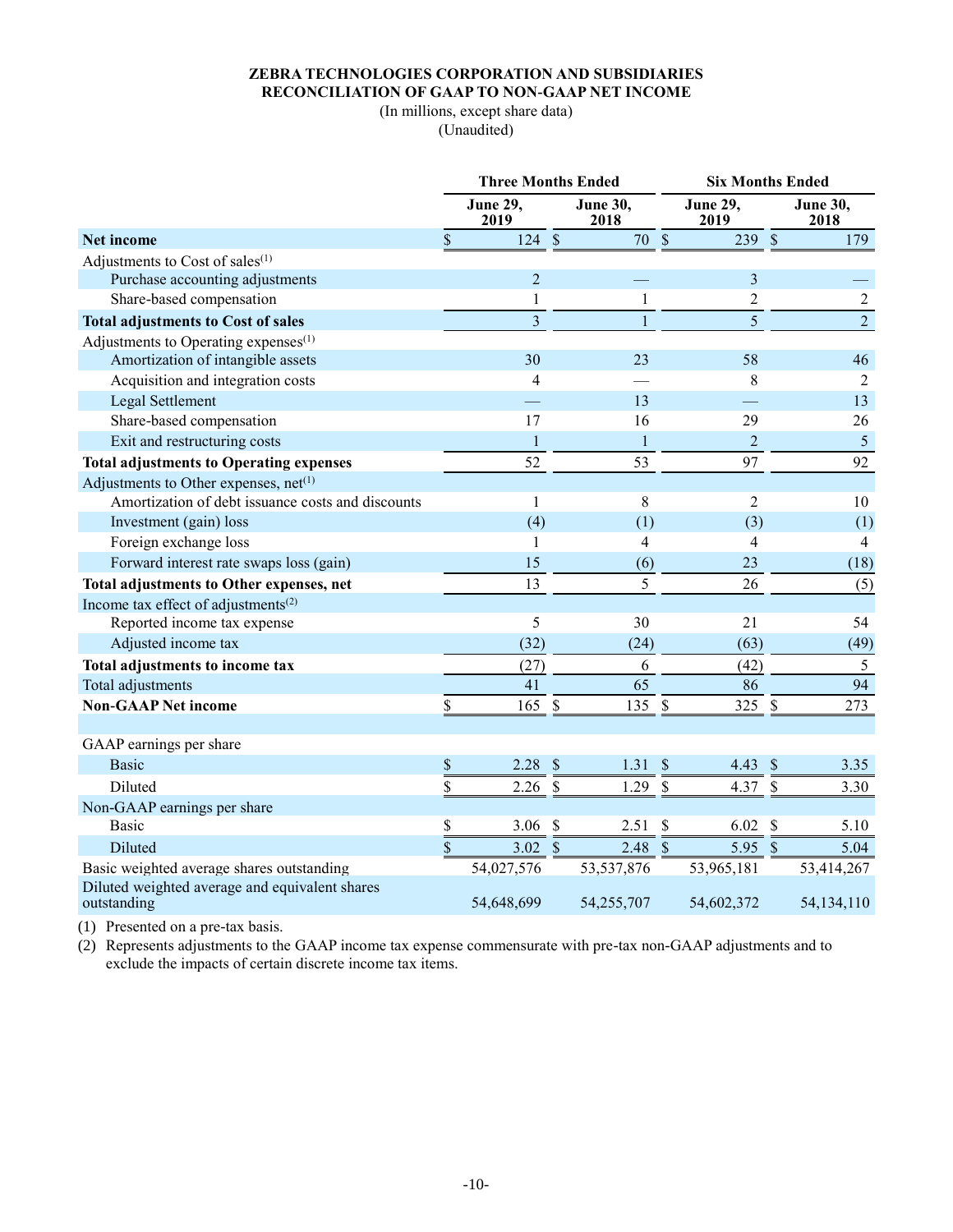**ZEBRA TECHNOLOGIES CORPORATION AND SUBSIDIARIES**
**RECONCILIATION OF GAAP TO NON-GAAP NET INCOME**
(In millions, except share data)
(Unaudited)

| | Three Months Ended | | Six Months Ended | |
|---|---|---|---|---|
| | **June 29, 2019** | **June 30, 2018** | **June 29, 2019** | **June 30, 2018** |
| **Net income** | $ 124 | $ 70 | $ 239 | $ 179 |
| Adjustments to Cost of sales[(1)] | | | | |
| Purchase accounting adjustments | 2 | — | 3 | — |
| Share-based compensation | 1 | 1 | 2 | 2 |
| **Total adjustments to Cost of sales** | 3 | 1 | 5 | 2 |
| Adjustments to Operating expenses[(1)] | | | | |
| Amortization of intangible assets | 30 | 23 | 58 | 46 |
| Acquisition and integration costs | 4 | — | 8 | 2 |
| Legal Settlement | — | 13 | — | 13 |
| Share-based compensation | 17 | 16 | 29 | 26 |
| Exit and restructuring costs | 1 | 1 | 2 | 5 |
| **Total adjustments to Operating expenses** | 52 | 53 | 97 | 92 |
| Adjustments to Other expenses, net[(1)] | | | | |
| Amortization of debt issuance costs and discounts | 1 | 8 | 2 | 10 |
| Investment (gain) loss | (4) | (1) | (3) | (1) |
| Foreign exchange loss | 1 | 4 | 4 | 4 |
| Forward interest rate swaps loss (gain) | 15 | (6) | 23 | (18) |
| **Total adjustments to Other expenses, net** | 13 | 5 | 26 | (5) |
| Income tax effect of adjustments[(2)] | | | | |
| Reported income tax expense | 5 | 30 | 21 | 54 |
| Adjusted income tax | (32) | (24) | (63) | (49) |
| **Total adjustments to income tax** | (27) | 6 | (42) | 5 |
| Total adjustments | 41 | 65 | 86 | 94 |
| **Non-GAAP Net income** | $ 165 | $ 135 | $ 325 | $ 273 |
| | | | | |
| GAAP earnings per share | | | | |
| Basic | $ 2.28 | $ 1.31 | $ 4.43 | $ 3.35 |
| Diluted | $ 2.26 | $ 1.29 | $ 4.37 | $ 3.30 |
| Non-GAAP earnings per share | | | | |
| Basic | $ 3.06 | $ 2.51 | $ 6.02 | $ 5.10 |
| Diluted | $ 3.02 | $ 2.48 | $ 5.95 | $ 5.04 |
| Basic weighted average shares outstanding | 54,027,576 | 53,537,876 | 53,965,181 | 53,414,267 |
| Diluted weighted average and equivalent shares outstanding | 54,648,699 | 54,255,707 | 54,602,372 | 54,134,110 |

(1) Presented on a pre-tax basis.

(2) Represents adjustments to the GAAP income tax expense commensurate with pre-tax non-GAAP adjustments and to exclude the impacts of certain discrete income tax items.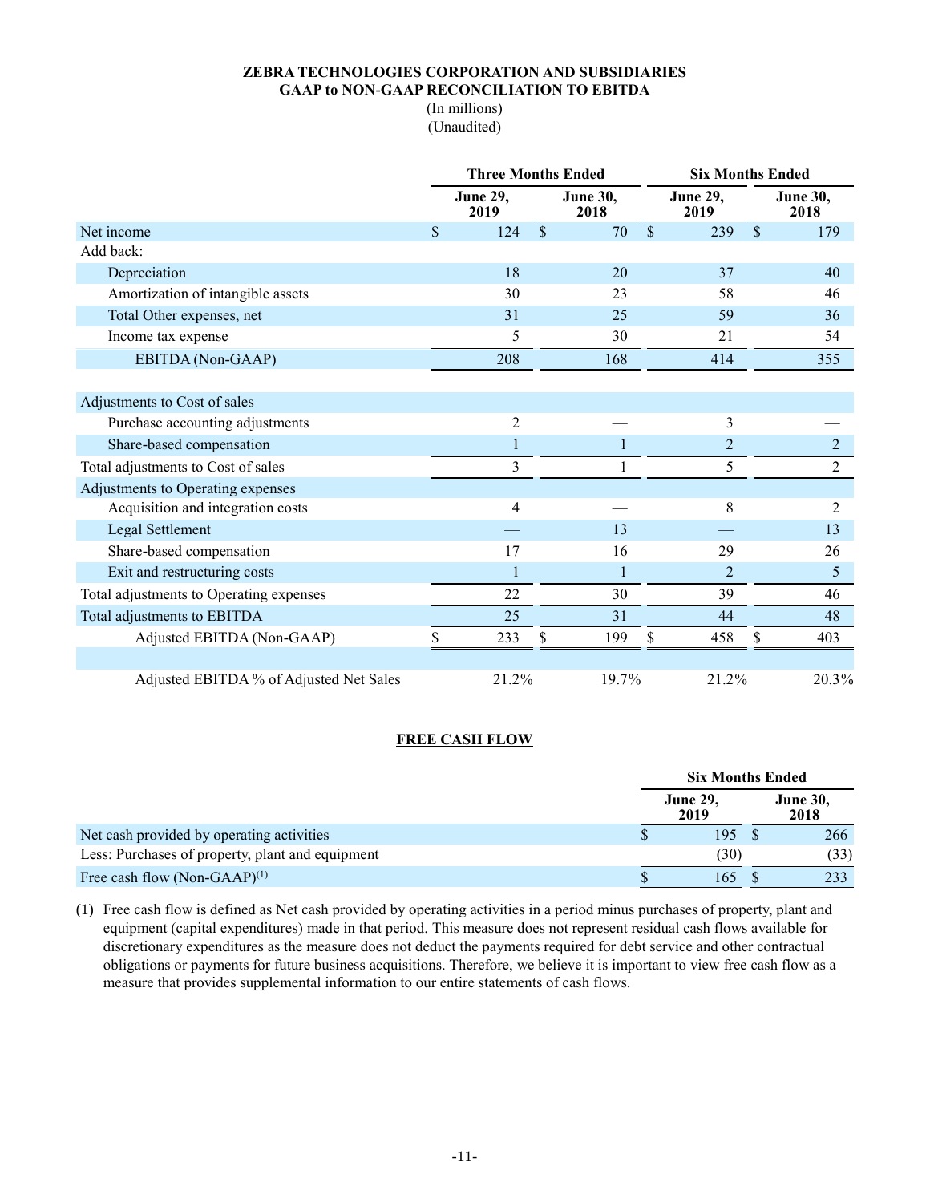**ZEBRA TECHNOLOGIES CORPORATION AND SUBSIDIARIES**
**GAAP to NON-GAAP RECONCILIATION TO EBITDA**
(In millions)
(Unaudited)

| | Three Months Ended | | Six Months Ended | |
|---|---|---|---|---|
| | **June 29, 2019** | **June 30, 2018** | **June 29, 2019** | **June 30, 2018** |
| Net income | $ 124 | $ 70 | $ 239 | $ 179 |
| Add back: | | | | |
| Depreciation | 18 | 20 | 37 | 40 |
| Amortization of intangible assets | 30 | 23 | 58 | 46 |
| Total Other expenses, net | 31 | 25 | 59 | 36 |
| Income tax expense | 5 | 30 | 21 | 54 |
| EBITDA (Non-GAAP) | 208 | 168 | 414 | 355 |
| | | | | |
| Adjustments to Cost of sales | | | | |
| Purchase accounting adjustments | 2 | — | 3 | — |
| Share-based compensation | 1 | 1 | 2 | 2 |
| Total adjustments to Cost of sales | 3 | 1 | 5 | 2 |
| Adjustments to Operating expenses | | | | |
| Acquisition and integration costs | 4 | — | 8 | 2 |
| Legal Settlement | — | 13 | — | 13 |
| Share-based compensation | 17 | 16 | 29 | 26 |
| Exit and restructuring costs | 1 | 1 | 2 | 5 |
| Total adjustments to Operating expenses | 22 | 30 | 39 | 46 |
| Total adjustments to EBITDA | 25 | 31 | 44 | 48 |
| Adjusted EBITDA (Non-GAAP) | $ 233 | $ 199 | $ 458 | $ 403 |
| | | | | |
| Adjusted EBITDA % of Adjusted Net Sales | 21.2% | 19.7% | 21.2% | 20.3% |

**FREE CASH FLOW**

| | Six Months Ended | |
|---|---|---|
| | **June 29, 2019** | **June 30, 2018** |
| Net cash provided by operating activities | $ 195 | $ 266 |
| Less: Purchases of property, plant and equipment | (30) | (33) |
| Free cash flow (Non-GAAP)[1] | $ 165 | $ 233 |

(1) Free cash flow is defined as Net cash provided by operating activities in a period minus purchases of property, plant and equipment (capital expenditures) made in that period. This measure does not represent residual cash flows available for discretionary expenditures as the measure does not deduct the payments required for debt service and other contractual obligations or payments for future business acquisitions. Therefore, we believe it is important to view free cash flow as a measure that provides supplemental information to our entire statements of cash flows.